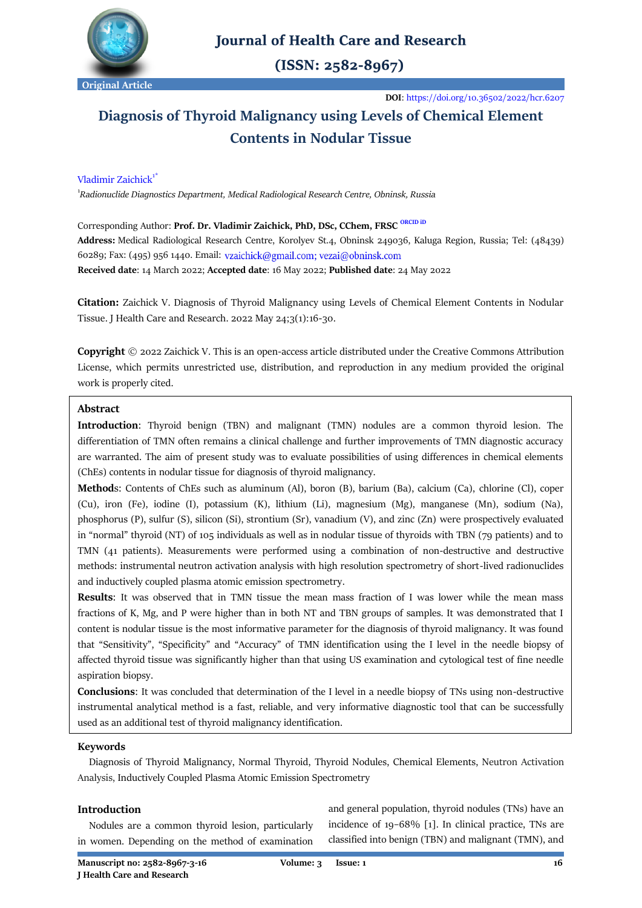Journal of Health Care and Research

(ISSN: 2582-8967)

Original Article

**DOI**: https://doi.org/10.36502/2022/hcr.6207

# Diagnosis of Thyroid Malignancy using Levels of Chemical Element Contents in Nodular Tissue

Vladimir Zaichick[1*]

[1]*Radionuclide Diagnostics Department, Medical Radiological Research Centre, Obninsk, Russia*

Corresponding Author: **Prof. Dr. Vladimir Zaichick, PhD, DSc, CChem, FRSC** ORCID iD

**Address:** Medical Radiological Research Centre, Korolyev St.4, Obninsk 249036, Kaluga Region, Russia; Tel: (48439) 60289; Fax: (495) 956 1440. Email: vzaichick@gmail.com; vezai@obninsk.com

**Received date**: 14 March 2022; **Accepted date**: 16 May 2022; **Published date**: 24 May 2022

**Citation:** Zaichick V. Diagnosis of Thyroid Malignancy using Levels of Chemical Element Contents in Nodular Tissue. J Health Care and Research. 2022 May 24;3(1):16-30.

**Copyright** © 2022 Zaichick V. This is an open-access article distributed under the Creative Commons Attribution License, which permits unrestricted use, distribution, and reproduction in any medium provided the original work is properly cited.

## Abstract

**Introduction**: Thyroid benign (TBN) and malignant (TMN) nodules are a common thyroid lesion. The differentiation of TMN often remains a clinical challenge and further improvements of TMN diagnostic accuracy are warranted. The aim of present study was to evaluate possibilities of using differences in chemical elements (ChEs) contents in nodular tissue for diagnosis of thyroid malignancy.

**Methods**: Contents of ChEs such as aluminum (Al), boron (B), barium (Ba), calcium (Ca), chlorine (Cl), coper (Cu), iron (Fe), iodine (I), potassium (K), lithium (Li), magnesium (Mg), manganese (Mn), sodium (Na), phosphorus (P), sulfur (S), silicon (Si), strontium (Sr), vanadium (V), and zinc (Zn) were prospectively evaluated in "normal" thyroid (NT) of 105 individuals as well as in nodular tissue of thyroids with TBN (79 patients) and to TMN (41 patients). Measurements were performed using a combination of non-destructive and destructive methods: instrumental neutron activation analysis with high resolution spectrometry of short-lived radionuclides and inductively coupled plasma atomic emission spectrometry.

**Results**: It was observed that in TMN tissue the mean mass fraction of I was lower while the mean mass fractions of K, Mg, and P were higher than in both NT and TBN groups of samples. It was demonstrated that I content is nodular tissue is the most informative parameter for the diagnosis of thyroid malignancy. It was found that "Sensitivity", "Specificity" and "Accuracy" of TMN identification using the I level in the needle biopsy of affected thyroid tissue was significantly higher than that using US examination and cytological test of fine needle aspiration biopsy.

**Conclusions**: It was concluded that determination of the I level in a needle biopsy of TNs using non-destructive instrumental analytical method is a fast, reliable, and very informative diagnostic tool that can be successfully used as an additional test of thyroid malignancy identification.

## Keywords

Diagnosis of Thyroid Malignancy, Normal Thyroid, Thyroid Nodules, Chemical Elements, Neutron Activation Analysis, Inductively Coupled Plasma Atomic Emission Spectrometry

## Introduction

Nodules are a common thyroid lesion, particularly in women. Depending on the method of examination and general population, thyroid nodules (TNs) have an incidence of 19–68% [1]. In clinical practice, TNs are classified into benign (TBN) and malignant (TMN), and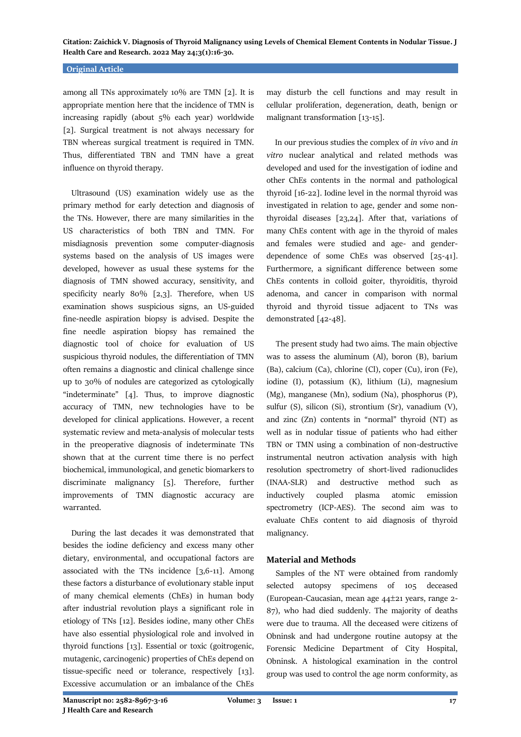among all TNs approximately 10% are TMN [2]. It is appropriate mention here that the incidence of TMN is increasing rapidly (about 5% each year) worldwide [2]. Surgical treatment is not always necessary for TBN whereas surgical treatment is required in TMN. Thus, differentiated TBN and TMN have a great influence on thyroid therapy.

Ultrasound (US) examination widely use as the primary method for early detection and diagnosis of the TNs. However, there are many similarities in the US characteristics of both TBN and TMN. For misdiagnosis prevention some computer-diagnosis systems based on the analysis of US images were developed, however as usual these systems for the diagnosis of TMN showed accuracy, sensitivity, and specificity nearly 80% [2,3]. Therefore, when US examination shows suspicious signs, an US-guided fine-needle aspiration biopsy is advised. Despite the fine needle aspiration biopsy has remained the diagnostic tool of choice for evaluation of US suspicious thyroid nodules, the differentiation of TMN often remains a diagnostic and clinical challenge since up to 30% of nodules are categorized as cytologically "indeterminate" [4]. Thus, to improve diagnostic accuracy of TMN, new technologies have to be developed for clinical applications. However, a recent systematic review and meta-analysis of molecular tests in the preoperative diagnosis of indeterminate TNs shown that at the current time there is no perfect biochemical, immunological, and genetic biomarkers to discriminate malignancy [5]. Therefore, further improvements of TMN diagnostic accuracy are warranted.

During the last decades it was demonstrated that besides the iodine deficiency and excess many other dietary, environmental, and occupational factors are associated with the TNs incidence [3,6-11]. Among these factors a disturbance of evolutionary stable input of many chemical elements (ChEs) in human body after industrial revolution plays a significant role in etiology of TNs [12]. Besides iodine, many other ChEs have also essential physiological role and involved in thyroid functions [13]. Essential or toxic (goitrogenic, mutagenic, carcinogenic) properties of ChEs depend on tissue-specific need or tolerance, respectively [13]. Excessive accumulation or an imbalance of the ChEs may disturb the cell functions and may result in cellular proliferation, degeneration, death, benign or malignant transformation [13-15].

In our previous studies the complex of *in vivo* and *in vitro* nuclear analytical and related methods was developed and used for the investigation of iodine and other ChEs contents in the normal and pathological thyroid [16-22]. Iodine level in the normal thyroid was investigated in relation to age, gender and some non-thyroidal diseases [23,24]. After that, variations of many ChEs content with age in the thyroid of males and females were studied and age- and gender-dependence of some ChEs was observed [25-41]. Furthermore, a significant difference between some ChEs contents in colloid goiter, thyroiditis, thyroid adenoma, and cancer in comparison with normal thyroid and thyroid tissue adjacent to TNs was demonstrated [42-48].

The present study had two aims. The main objective was to assess the aluminum (Al), boron (B), barium (Ba), calcium (Ca), chlorine (Cl), coper (Cu), iron (Fe), iodine (I), potassium (K), lithium (Li), magnesium (Mg), manganese (Mn), sodium (Na), phosphorus (P), sulfur (S), silicon (Si), strontium (Sr), vanadium (V), and zinc (Zn) contents in "normal" thyroid (NT) as well as in nodular tissue of patients who had either TBN or TMN using a combination of non-destructive instrumental neutron activation analysis with high resolution spectrometry of short-lived radionuclides (INAA-SLR) and destructive method such as inductively coupled plasma atomic emission spectrometry (ICP-AES). The second aim was to evaluate ChEs content to aid diagnosis of thyroid malignancy.

## Material and Methods

Samples of the NT were obtained from randomly selected autopsy specimens of 105 deceased (European-Caucasian, mean age 44±21 years, range 2-87), who had died suddenly. The majority of deaths were due to trauma. All the deceased were citizens of Obninsk and had undergone routine autopsy at the Forensic Medicine Department of City Hospital, Obninsk. A histological examination in the control group was used to control the age norm conformity, as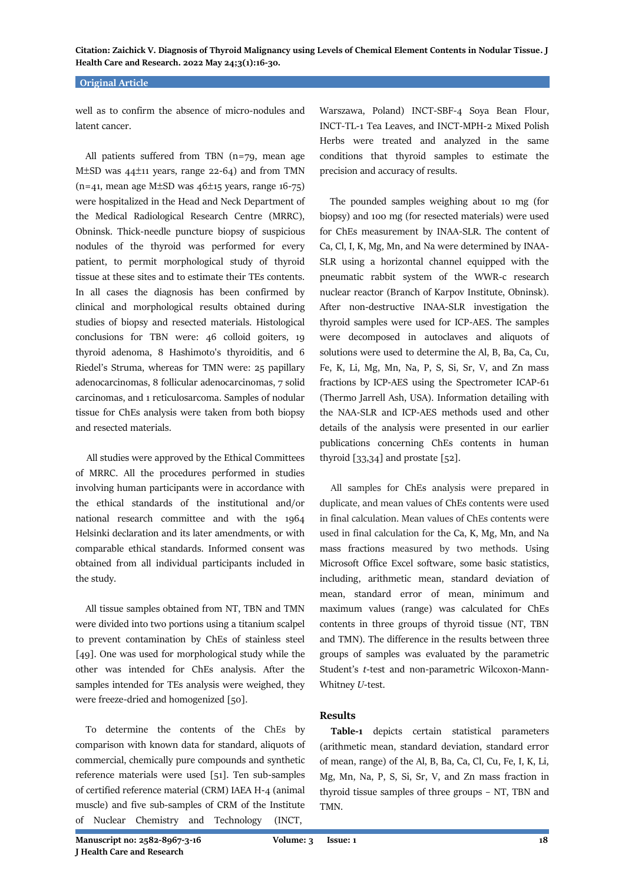well as to confirm the absence of micro-nodules and latent cancer.

All patients suffered from TBN (n=79, mean age M±SD was 44±11 years, range 22-64) and from TMN (n=41, mean age M±SD was 46±15 years, range 16-75) were hospitalized in the Head and Neck Department of the Medical Radiological Research Centre (MRRC), Obninsk. Thick-needle puncture biopsy of suspicious nodules of the thyroid was performed for every patient, to permit morphological study of thyroid tissue at these sites and to estimate their TEs contents. In all cases the diagnosis has been confirmed by clinical and morphological results obtained during studies of biopsy and resected materials. Histological conclusions for TBN were: 46 colloid goiters, 19 thyroid adenoma, 8 Hashimoto's thyroiditis, and 6 Riedel's Struma, whereas for TMN were: 25 papillary adenocarcinomas, 8 follicular adenocarcinomas, 7 solid carcinomas, and 1 reticulosarcoma. Samples of nodular tissue for ChEs analysis were taken from both biopsy and resected materials.

All studies were approved by the Ethical Committees of MRRC. All the procedures performed in studies involving human participants were in accordance with the ethical standards of the institutional and/or national research committee and with the 1964 Helsinki declaration and its later amendments, or with comparable ethical standards. Informed consent was obtained from all individual participants included in the study.

All tissue samples obtained from NT, TBN and TMN were divided into two portions using a titanium scalpel to prevent contamination by ChEs of stainless steel [49]. One was used for morphological study while the other was intended for ChEs analysis. After the samples intended for TEs analysis were weighed, they were freeze-dried and homogenized [50].

To determine the contents of the ChEs by comparison with known data for standard, aliquots of commercial, chemically pure compounds and synthetic reference materials were used [51]. Ten sub-samples of certified reference material (CRM) IAEA H-4 (animal muscle) and five sub-samples of CRM of the Institute of Nuclear Chemistry and Technology (INCT, Warszawa, Poland) INCT-SBF-4 Soya Bean Flour, INCT-TL-1 Tea Leaves, and INCT-MPH-2 Mixed Polish Herbs were treated and analyzed in the same conditions that thyroid samples to estimate the precision and accuracy of results.

The pounded samples weighing about 10 mg (for biopsy) and 100 mg (for resected materials) were used for ChEs measurement by INAA-SLR. The content of Ca, Cl, I, K, Mg, Mn, and Na were determined by INAA-SLR using a horizontal channel equipped with the pneumatic rabbit system of the WWR-c research nuclear reactor (Branch of Karpov Institute, Obninsk). After non-destructive INAA-SLR investigation the thyroid samples were used for ICP-AES. The samples were decomposed in autoclaves and aliquots of solutions were used to determine the Al, B, Ba, Ca, Cu, Fe, K, Li, Mg, Mn, Na, P, S, Si, Sr, V, and Zn mass fractions by ICP-AES using the Spectrometer ICAP-61 (Thermo Jarrell Ash, USA). Information detailing with the NAA-SLR and ICP-AES methods used and other details of the analysis were presented in our earlier publications concerning ChEs contents in human thyroid [33,34] and prostate [52].

All samples for ChEs analysis were prepared in duplicate, and mean values of ChEs contents were used in final calculation. Mean values of ChEs contents were used in final calculation for the Ca, K, Mg, Mn, and Na mass fractions measured by two methods. Using Microsoft Office Excel software, some basic statistics, including, arithmetic mean, standard deviation of mean, standard error of mean, minimum and maximum values (range) was calculated for ChEs contents in three groups of thyroid tissue (NT, TBN and TMN). The difference in the results between three groups of samples was evaluated by the parametric Student's *t*-test and non-parametric Wilcoxon-Mann-Whitney *U*-test.

## Results

**Table-1** depicts certain statistical parameters (arithmetic mean, standard deviation, standard error of mean, range) of the Al, B, Ba, Ca, Cl, Cu, Fe, I, K, Li, Mg, Mn, Na, P, S, Si, Sr, V, and Zn mass fraction in thyroid tissue samples of three groups – NT, TBN and TMN.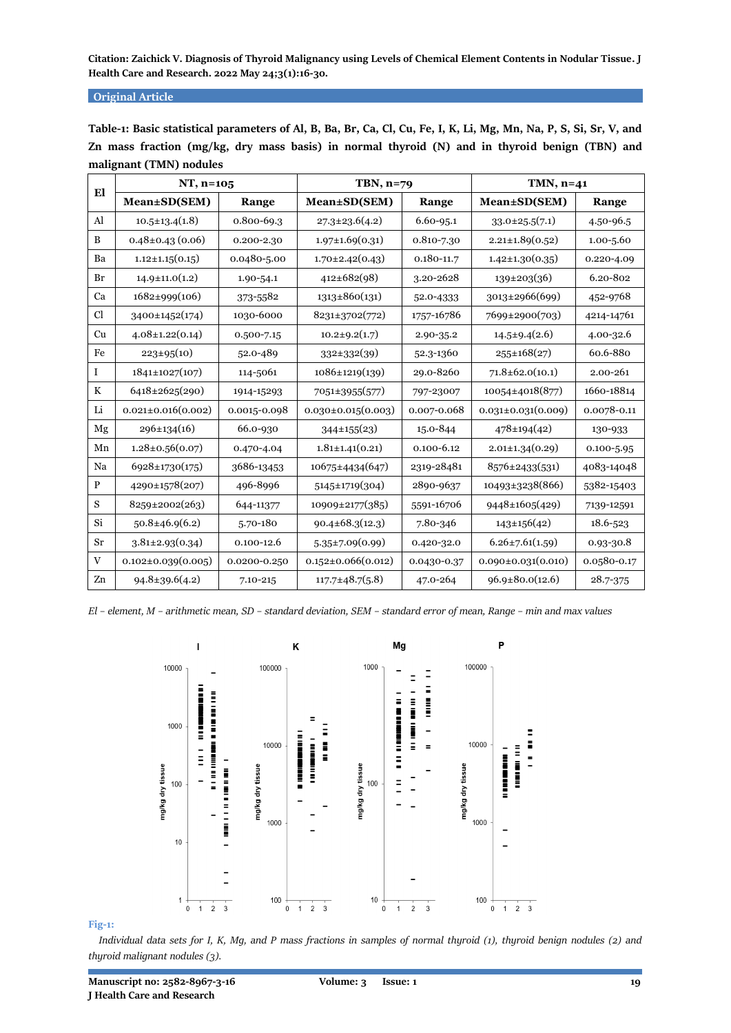**Original Article**

**Table-1: Basic statistical parameters of Al, B, Ba, Br, Ca, Cl, Cu, Fe, I, K, Li, Mg, Mn, Na, P, S, Si, Sr, V, and Zn mass fraction (mg/kg, dry mass basis) in normal thyroid (N) and in thyroid benign (TBN) and malignant (TMN) nodules**

| El | NT, n=105 | | TBN, n=79 | | TMN, n=41 | |
|---|---|---|---|---|---|---|
| | Mean±SD(SEM) | Range | Mean±SD(SEM) | Range | Mean±SD(SEM) | Range |
| Al | 10.5±13.4(1.8) | 0.800-69.3 | 27.3±23.6(4.2) | 6.60-95.1 | 33.0±25.5(7.1) | 4.50-96.5 |
| B | 0.48±0.43 (0.06) | 0.200-2.30 | 1.97±1.69(0.31) | 0.810-7.30 | 2.21±1.89(0.52) | 1.00-5.60 |
| Ba | 1.12±1.15(0.15) | 0.0480-5.00 | 1.70±2.42(0.43) | 0.180-11.7 | 1.42±1.30(0.35) | 0.220-4.09 |
| Br | 14.9±11.0(1.2) | 1.90-54.1 | 412±682(98) | 3.20-2628 | 139±203(36) | 6.20-802 |
| Ca | 1682±999(106) | 373-5582 | 1313±860(131) | 52.0-4333 | 3013±2966(699) | 452-9768 |
| Cl | 3400±1452(174) | 1030-6000 | 8231±3702(772) | 1757-16786 | 7699±2900(703) | 4214-14761 |
| Cu | 4.08±1.22(0.14) | 0.500-7.15 | 10.2±9.2(1.7) | 2.90-35.2 | 14.5±9.4(2.6) | 4.00-32.6 |
| Fe | 223±95(10) | 52.0-489 | 332±332(39) | 52.3-1360 | 255±168(27) | 60.6-880 |
| I | 1841±1027(107) | 114-5061 | 1086±1219(139) | 29.0-8260 | 71.8±62.0(10.1) | 2.00-261 |
| K | 6418±2625(290) | 1914-15293 | 7051±3955(577) | 797-23007 | 10054±4018(877) | 1660-18814 |
| Li | 0.021±0.016(0.002) | 0.0015-0.098 | 0.030±0.015(0.003) | 0.007-0.068 | 0.031±0.031(0.009) | 0.0078-0.11 |
| Mg | 296±134(16) | 66.0-930 | 344±155(23) | 15.0-844 | 478±194(42) | 130-933 |
| Mn | 1.28±0.56(0.07) | 0.470-4.04 | 1.81±1.41(0.21) | 0.100-6.12 | 2.01±1.34(0.29) | 0.100-5.95 |
| Na | 6928±1730(175) | 3686-13453 | 10675±4434(647) | 2319-28481 | 8576±2433(531) | 4083-14048 |
| P | 4290±1578(207) | 496-8996 | 5145±1719(304) | 2890-9637 | 10493±3238(866) | 5382-15403 |
| S | 8259±2002(263) | 644-11377 | 10909±2177(385) | 5591-16706 | 9448±1605(429) | 7139-12591 |
| Si | 50.8±46.9(6.2) | 5.70-180 | 90.4±68.3(12.3) | 7.80-346 | 143±156(42) | 18.6-523 |
| Sr | 3.81±2.93(0.34) | 0.100-12.6 | 5.35±7.09(0.99) | 0.420-32.0 | 6.26±7.61(1.59) | 0.93-30.8 |
| V | 0.102±0.039(0.005) | 0.0200-0.250 | 0.152±0.066(0.012) | 0.0430-0.37 | 0.090±0.031(0.010) | 0.0580-0.17 |
| Zn | 94.8±39.6(4.2) | 7.10-215 | 117.7±48.7(5.8) | 47.0-264 | 96.9±80.0(12.6) | 28.7-375 |

*El – element, M – arithmetic mean, SD – standard deviation, SEM – standard error of mean, Range – min and max values*

**Fig-1:**

*Individual data sets for I, K, Mg, and P mass fractions in samples of normal thyroid (1), thyroid benign nodules (2) and thyroid malignant nodules (3).*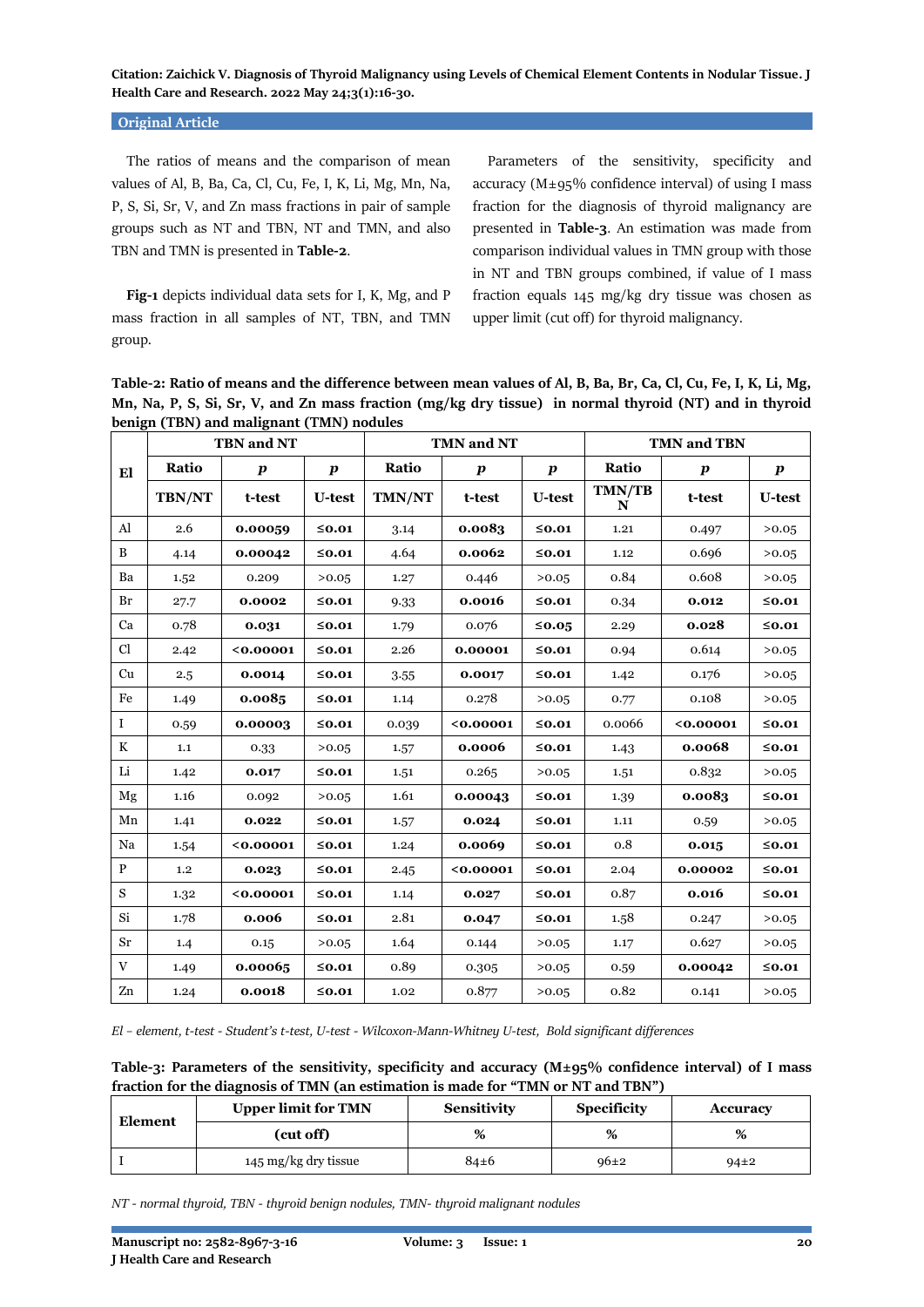The ratios of means and the comparison of mean values of Al, B, Ba, Ca, Cl, Cu, Fe, I, K, Li, Mg, Mn, Na, P, S, Si, Sr, V, and Zn mass fractions in pair of sample groups such as NT and TBN, NT and TMN, and also TBN and TMN is presented in **Table-2**.

**Fig-1** depicts individual data sets for I, K, Mg, and P mass fraction in all samples of NT, TBN, and TMN group.

Parameters of the sensitivity, specificity and accuracy (M±95% confidence interval) of using I mass fraction for the diagnosis of thyroid malignancy are presented in **Table-3**. An estimation was made from comparison individual values in TMN group with those in NT and TBN groups combined, if value of I mass fraction equals 145 mg/kg dry tissue was chosen as upper limit (cut off) for thyroid malignancy.

**Table-2: Ratio of means and the difference between mean values of Al, B, Ba, Br, Ca, Cl, Cu, Fe, I, K, Li, Mg, Mn, Na, P, S, Si, Sr, V, and Zn mass fraction (mg/kg dry tissue) in normal thyroid (NT) and in thyroid benign (TBN) and malignant (TMN) nodules**

| El | TBN and NT | | | TMN and NT | | | TMN and TBN | | |
|---|---|---|---|---|---|---|---|---|---|
| | Ratio | *p* | *p* | Ratio | *p* | *p* | Ratio | *p* | *p* |
| | TBN/NT | t-test | U-test | TMN/NT | t-test | U-test | TMN/TBN | t-test | U-test |
| Al | 2.6 | **0.00059** | **≤0.01** | 3.14 | **0.0083** | **≤0.01** | 1.21 | 0.497 | >0.05 |
| B | 4.14 | **0.00042** | **≤0.01** | 4.64 | **0.0062** | **≤0.01** | 1.12 | 0.696 | >0.05 |
| Ba | 1.52 | 0.209 | >0.05 | 1.27 | 0.446 | >0.05 | 0.84 | 0.608 | >0.05 |
| Br | 27.7 | **0.0002** | **≤0.01** | 9.33 | **0.0016** | **≤0.01** | 0.34 | **0.012** | **≤0.01** |
| Ca | 0.78 | **0.031** | **≤0.01** | 1.79 | 0.076 | **≤0.05** | 2.29 | **0.028** | **≤0.01** |
| Cl | 2.42 | **<0.00001** | **≤0.01** | 2.26 | **0.00001** | **≤0.01** | 0.94 | 0.614 | >0.05 |
| Cu | 2.5 | **0.0014** | **≤0.01** | 3.55 | **0.0017** | **≤0.01** | 1.42 | 0.176 | >0.05 |
| Fe | 1.49 | **0.0085** | **≤0.01** | 1.14 | 0.278 | >0.05 | 0.77 | 0.108 | >0.05 |
| I | 0.59 | **0.00003** | **≤0.01** | 0.039 | **<0.00001** | **≤0.01** | 0.0066 | **<0.00001** | **≤0.01** |
| K | 1.1 | 0.33 | >0.05 | 1.57 | **0.0006** | **≤0.01** | 1.43 | **0.0068** | **≤0.01** |
| Li | 1.42 | **0.017** | **≤0.01** | 1.51 | 0.265 | >0.05 | 1.51 | 0.832 | >0.05 |
| Mg | 1.16 | 0.092 | >0.05 | 1.61 | **0.00043** | **≤0.01** | 1.39 | **0.0083** | **≤0.01** |
| Mn | 1.41 | **0.022** | **≤0.01** | 1.57 | **0.024** | **≤0.01** | 1.11 | 0.59 | >0.05 |
| Na | 1.54 | **<0.00001** | **≤0.01** | 1.24 | **0.0069** | **≤0.01** | 0.8 | **0.015** | **≤0.01** |
| P | 1.2 | **0.023** | **≤0.01** | 2.45 | **<0.00001** | **≤0.01** | 2.04 | **0.00002** | **≤0.01** |
| S | 1.32 | **<0.00001** | **≤0.01** | 1.14 | **0.027** | **≤0.01** | 0.87 | **0.016** | **≤0.01** |
| Si | 1.78 | **0.006** | **≤0.01** | 2.81 | **0.047** | **≤0.01** | 1.58 | 0.247 | >0.05 |
| Sr | 1.4 | 0.15 | >0.05 | 1.64 | 0.144 | >0.05 | 1.17 | 0.627 | >0.05 |
| V | 1.49 | **0.00065** | **≤0.01** | 0.89 | 0.305 | >0.05 | 0.59 | **0.00042** | **≤0.01** |
| Zn | 1.24 | **0.0018** | **≤0.01** | 1.02 | 0.877 | >0.05 | 0.82 | 0.141 | >0.05 |

*El – element, t-test - Student's t-test, U-test - Wilcoxon-Mann-Whitney U-test, Bold significant differences*

**Table-3: Parameters of the sensitivity, specificity and accuracy (M±95% confidence interval) of I mass fraction for the diagnosis of TMN (an estimation is made for "TMN or NT and TBN")**

| Element | Upper limit for TMN | Sensitivity | Specificity | Accuracy |
|---|---|---|---|---|
| | (cut off) | % | % | % |
| I | 145 mg/kg dry tissue | 84±6 | 96±2 | 94±2 |

*NT - normal thyroid, TBN - thyroid benign nodules, TMN- thyroid malignant nodules*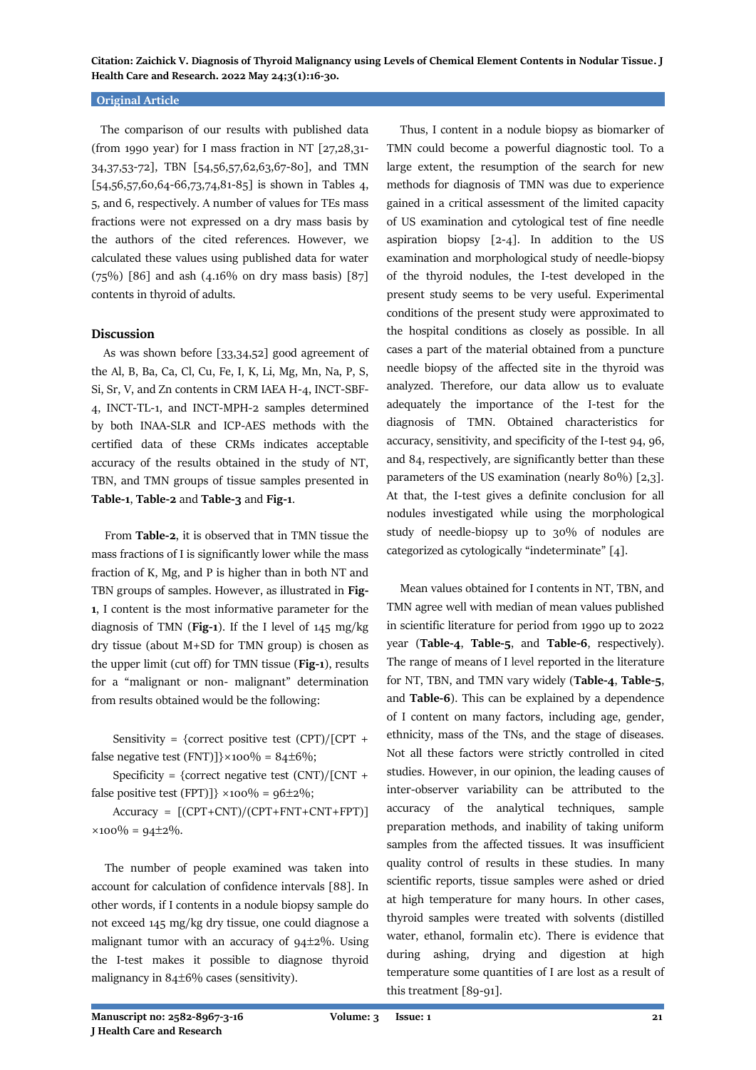The comparison of our results with published data (from 1990 year) for I mass fraction in NT [27,28,31-34,37,53-72], TBN [54,56,57,62,63,67-80], and TMN [54,56,57,60,64-66,73,74,81-85] is shown in Tables 4, 5, and 6, respectively. A number of values for TEs mass fractions were not expressed on a dry mass basis by the authors of the cited references. However, we calculated these values using published data for water (75%) [86] and ash (4.16% on dry mass basis) [87] contents in thyroid of adults.

## Discussion

As was shown before [33,34,52] good agreement of the Al, B, Ba, Ca, Cl, Cu, Fe, I, K, Li, Mg, Mn, Na, P, S, Si, Sr, V, and Zn contents in CRM IAEA H-4, INCT-SBF-4, INCT-TL-1, and INCT-MPH-2 samples determined by both INAA-SLR and ICP-AES methods with the certified data of these CRMs indicates acceptable accuracy of the results obtained in the study of NT, TBN, and TMN groups of tissue samples presented in **Table-1**, **Table-2** and **Table-3** and **Fig-1**.

From **Table-2**, it is observed that in TMN tissue the mass fractions of I is significantly lower while the mass fraction of K, Mg, and P is higher than in both NT and TBN groups of samples. However, as illustrated in **Fig-1**, I content is the most informative parameter for the diagnosis of TMN (**Fig-1**). If the I level of 145 mg/kg dry tissue (about M+SD for TMN group) is chosen as the upper limit (cut off) for TMN tissue (**Fig-1**), results for a "malignant or non- malignant" determination from results obtained would be the following:

Sensitivity = {correct positive test (CPT)/[CPT + false negative test (FNT)]}×100% = 84±6%;

Specificity = {correct negative test (CNT)/[CNT + false positive test (FPT)]} ×100% = 96±2%;

Accuracy = [(CPT+CNT)/(CPT+FNT+CNT+FPT)] ×100% = 94±2%.

The number of people examined was taken into account for calculation of confidence intervals [88]. In other words, if I contents in a nodule biopsy sample do not exceed 145 mg/kg dry tissue, one could diagnose a malignant tumor with an accuracy of 94±2%. Using the I-test makes it possible to diagnose thyroid malignancy in 84±6% cases (sensitivity).

Thus, I content in a nodule biopsy as biomarker of TMN could become a powerful diagnostic tool. To a large extent, the resumption of the search for new methods for diagnosis of TMN was due to experience gained in a critical assessment of the limited capacity of US examination and cytological test of fine needle aspiration biopsy [2-4]. In addition to the US examination and morphological study of needle-biopsy of the thyroid nodules, the I-test developed in the present study seems to be very useful. Experimental conditions of the present study were approximated to the hospital conditions as closely as possible. In all cases a part of the material obtained from a puncture needle biopsy of the affected site in the thyroid was analyzed. Therefore, our data allow us to evaluate adequately the importance of the I-test for the diagnosis of TMN. Obtained characteristics for accuracy, sensitivity, and specificity of the I-test 94, 96, and 84, respectively, are significantly better than these parameters of the US examination (nearly 80%) [2,3]. At that, the I-test gives a definite conclusion for all nodules investigated while using the morphological study of needle-biopsy up to 30% of nodules are categorized as cytologically "indeterminate" [4].

Mean values obtained for I contents in NT, TBN, and TMN agree well with median of mean values published in scientific literature for period from 1990 up to 2022 year (**Table-4**, **Table-5**, and **Table-6**, respectively). The range of means of I level reported in the literature for NT, TBN, and TMN vary widely (**Table-4**, **Table-5**, and **Table-6**). This can be explained by a dependence of I content on many factors, including age, gender, ethnicity, mass of the TNs, and the stage of diseases. Not all these factors were strictly controlled in cited studies. However, in our opinion, the leading causes of inter-observer variability can be attributed to the accuracy of the analytical techniques, sample preparation methods, and inability of taking uniform samples from the affected tissues. It was insufficient quality control of results in these studies. In many scientific reports, tissue samples were ashed or dried at high temperature for many hours. In other cases, thyroid samples were treated with solvents (distilled water, ethanol, formalin etc). There is evidence that during ashing, drying and digestion at high temperature some quantities of I are lost as a result of this treatment [89-91].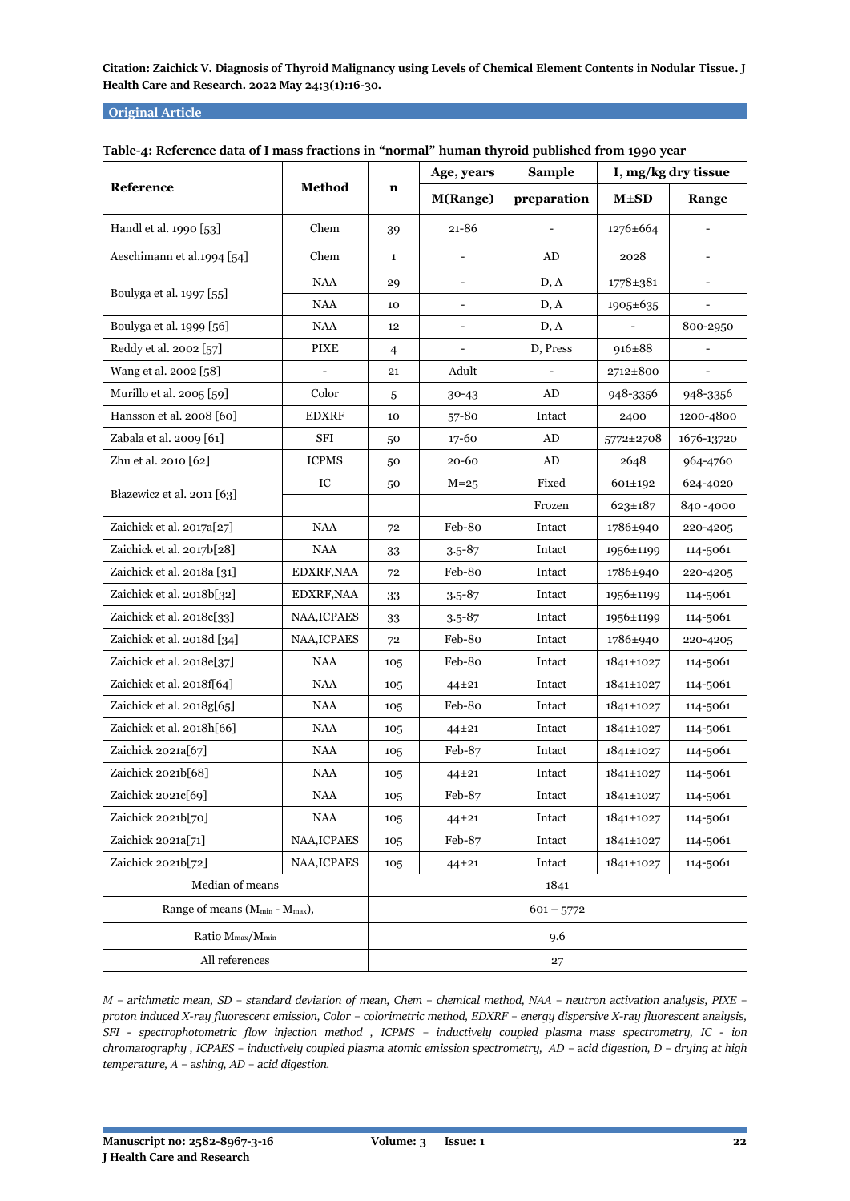**Original Article**

**Table-4: Reference data of I mass fractions in "normal" human thyroid published from 1990 year**

| Reference | Method | n | Age, years | Sample | I, mg/kg dry tissue | |
|---|---|---|---|---|---|---|
| | | | M(Range) | preparation | M±SD | Range |
| Handl et al. 1990 [53] | Chem | 39 | 21-86 | - | 1276±664 | - |
| Aeschimann et al.1994 [54] | Chem | 1 | - | AD | 2028 | - |
| Boulyga et al. 1997 [55] | NAA | 29 | - | D, A | 1778±381 | - |
| | NAA | 10 | - | D, A | 1905±635 | - |
| Boulyga et al. 1999 [56] | NAA | 12 | - | D, A | - | 800-2950 |
| Reddy et al. 2002 [57] | PIXE | 4 | - | D, Press | 916±88 | - |
| Wang et al. 2002 [58] | - | 21 | Adult | - | 2712±800 | - |
| Murillo et al. 2005 [59] | Color | 5 | 30-43 | AD | 948-3356 | 948-3356 |
| Hansson et al. 2008 [60] | EDXRF | 10 | 57-80 | Intact | 2400 | 1200-4800 |
| Zabala et al. 2009 [61] | SFI | 50 | 17-60 | AD | 5772±2708 | 1676-13720 |
| Zhu et al. 2010 [62] | ICPMS | 50 | 20-60 | AD | 2648 | 964-4760 |
| Błazewicz et al. 2011 [63] | IC | 50 | M=25 | Fixed | 601±192 | 624-4020 |
| | | | | Frozen | 623±187 | 840 -4000 |
| Zaichick et al. 2017a[27] | NAA | 72 | Feb-80 | Intact | 1786±940 | 220-4205 |
| Zaichick et al. 2017b[28] | NAA | 33 | 3.5-87 | Intact | 1956±1199 | 114-5061 |
| Zaichick et al. 2018a [31] | EDXRF,NAA | 72 | Feb-80 | Intact | 1786±940 | 220-4205 |
| Zaichick et al. 2018b[32] | EDXRF,NAA | 33 | 3.5-87 | Intact | 1956±1199 | 114-5061 |
| Zaichick et al. 2018c[33] | NAA,ICPAES | 33 | 3.5-87 | Intact | 1956±1199 | 114-5061 |
| Zaichick et al. 2018d [34] | NAA,ICPAES | 72 | Feb-80 | Intact | 1786±940 | 220-4205 |
| Zaichick et al. 2018e[37] | NAA | 105 | Feb-80 | Intact | 1841±1027 | 114-5061 |
| Zaichick et al. 2018f[64] | NAA | 105 | 44±21 | Intact | 1841±1027 | 114-5061 |
| Zaichick et al. 2018g[65] | NAA | 105 | Feb-80 | Intact | 1841±1027 | 114-5061 |
| Zaichick et al. 2018h[66] | NAA | 105 | 44±21 | Intact | 1841±1027 | 114-5061 |
| Zaichick 2021a[67] | NAA | 105 | Feb-87 | Intact | 1841±1027 | 114-5061 |
| Zaichick 2021b[68] | NAA | 105 | 44±21 | Intact | 1841±1027 | 114-5061 |
| Zaichick 2021c[69] | NAA | 105 | Feb-87 | Intact | 1841±1027 | 114-5061 |
| Zaichick 2021b[70] | NAA | 105 | 44±21 | Intact | 1841±1027 | 114-5061 |
| Zaichick 2021a[71] | NAA,ICPAES | 105 | Feb-87 | Intact | 1841±1027 | 114-5061 |
| Zaichick 2021b[72] | NAA,ICPAES | 105 | 44±21 | Intact | 1841±1027 | 114-5061 |
| Median of means | | 1841 | | | | |
| Range of means ($M_{min}$ - $M_{max}$), | | 601 – 5772 | | | | |
| Ratio $M_{max}/M_{min}$ | | 9.6 | | | | |
| All references | | 27 | | | | |

*M – arithmetic mean, SD – standard deviation of mean, Chem – chemical method, NAA – neutron activation analysis, PIXE – proton induced X-ray fluorescent emission, Color – colorimetric method, EDXRF – energy dispersive X-ray fluorescent analysis, SFI - spectrophotometric flow injection method , ICPMS – inductively coupled plasma mass spectrometry, IC - ion chromatography , ICPAES – inductively coupled plasma atomic emission spectrometry, AD – acid digestion, D – drying at high temperature, A – ashing, AD – acid digestion.*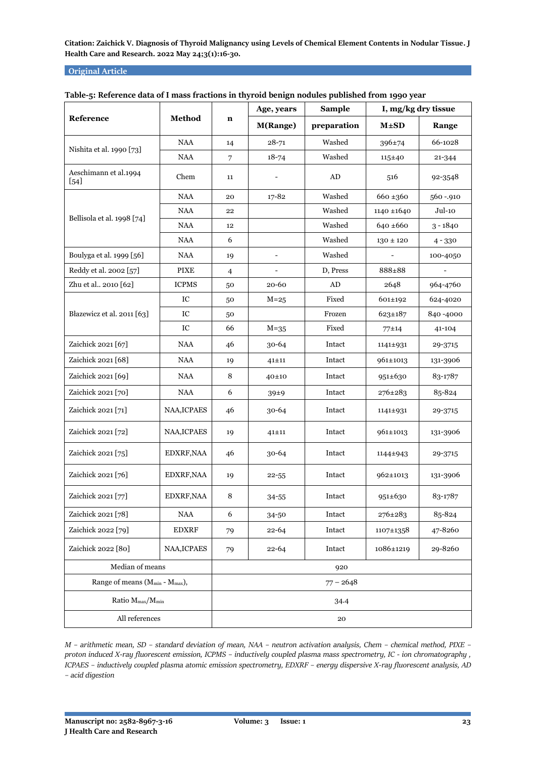Citation: Zaichick V. Diagnosis of Thyroid Malignancy using Levels of Chemical Element Contents in Nodular Tissue. J Health Care and Research. 2022 May 24;3(1):16-30.

**Original Article**

**Table-5: Reference data of I mass fractions in thyroid benign nodules published from 1990 year**

| Reference | Method | n | Age, years | Sample | I, mg/kg dry tissue | |
|---|---|---|---|---|---|---|
| | | | M(Range) | preparation | M±SD | Range |
| Nishita et al. 1990 [73] | NAA | 14 | 28-71 | Washed | 396±74 | 66-1028 |
| | NAA | 7 | 18-74 | Washed | 115±40 | 21-344 |
| Aeschimann et al.1994 [54] | Chem | 11 | - | AD | 516 | 92-3548 |
| Bellisola et al. 1998 [74] | NAA | 20 | 17-82 | Washed | 660 ±360 | 560 -.910 |
| | NAA | 22 | | Washed | 1140 ±1640 | Jul-10 |
| | NAA | 12 | | Washed | 640 ±660 | 3 - 1840 |
| | NAA | 6 | | Washed | 130 ± 120 | 4 - 330 |
| Boulyga et al. 1999 [56] | NAA | 19 | - | Washed | - | 100-4050 |
| Reddy et al. 2002 [57] | PIXE | 4 | - | D, Press | 888±88 | - |
| Zhu et al.. 2010 [62] | ICPMS | 50 | 20-60 | AD | 2648 | 964-4760 |
| Błazewicz et al. 2011 [63] | IC | 50 | M=25 | Fixed | 601±192 | 624-4020 |
| | IC | 50 | | Frozen | 623±187 | 840 -4000 |
| | IC | 66 | M=35 | Fixed | 77±14 | 41-104 |
| Zaichick 2021 [67] | NAA | 46 | 30-64 | Intact | 1141±931 | 29-3715 |
| Zaichick 2021 [68] | NAA | 19 | 41±11 | Intact | 961±1013 | 131-3906 |
| Zaichick 2021 [69] | NAA | 8 | 40±10 | Intact | 951±630 | 83-1787 |
| Zaichick 2021 [70] | NAA | 6 | 39±9 | Intact | 276±283 | 85-824 |
| Zaichick 2021 [71] | NAA,ICPAES | 46 | 30-64 | Intact | 1141±931 | 29-3715 |
| Zaichick 2021 [72] | NAA,ICPAES | 19 | 41±11 | Intact | 961±1013 | 131-3906 |
| Zaichick 2021 [75] | EDXRF,NAA | 46 | 30-64 | Intact | 1144±943 | 29-3715 |
| Zaichick 2021 [76] | EDXRF,NAA | 19 | 22-55 | Intact | 962±1013 | 131-3906 |
| Zaichick 2021 [77] | EDXRF,NAA | 8 | 34-55 | Intact | 951±630 | 83-1787 |
| Zaichick 2021 [78] | NAA | 6 | 34-50 | Intact | 276±283 | 85-824 |
| Zaichick 2022 [79] | EDXRF | 79 | 22-64 | Intact | 1107±1358 | 47-8260 |
| Zaichick 2022 [80] | NAA,ICPAES | 79 | 22-64 | Intact | 1086±1219 | 29-8260 |
| Median of means | | 920 | | | | |
| Range of means ($M_{min}$ - $M_{max}$), | | 77 – 2648 | | | | |
| Ratio $M_{max}/M_{min}$ | | 34.4 | | | | |
| All references | | 20 | | | | |

*M – arithmetic mean, SD – standard deviation of mean, NAA – neutron activation analysis, Chem – chemical method, PIXE – proton induced X-ray fluorescent emission, ICPMS – inductively coupled plasma mass spectrometry, IC - ion chromatography , ICPAES – inductively coupled plasma atomic emission spectrometry, EDXRF – energy dispersive X-ray fluorescent analysis, AD – acid digestion*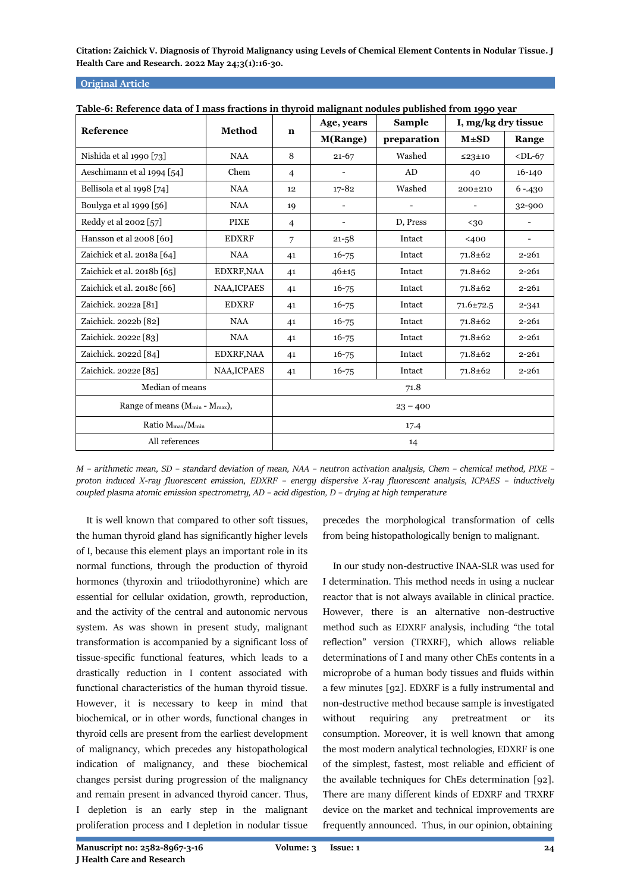**Table-6: Reference data of I mass fractions in thyroid malignant nodules published from 1990 year**

| Reference | Method | n | Age, years | Sample | I, mg/kg dry tissue | |
|---|---|---|---|---|---|---|
| | | | M(Range) | preparation | M±SD | Range |
| Nishida et al 1990 [73] | NAA | 8 | 21-67 | Washed | ≤23±10 | <DL-67 |
| Aeschimann et al 1994 [54] | Chem | 4 | - | AD | 40 | 16-140 |
| Bellisola et al 1998 [74] | NAA | 12 | 17-82 | Washed | 200±210 | 6 -.430 |
| Boulyga et al 1999 [56] | NAA | 19 | - | - | - | 32-900 |
| Reddy et al 2002 [57] | PIXE | 4 | - | D, Press | <30 | - |
| Hansson et al 2008 [60] | EDXRF | 7 | 21-58 | Intact | <400 | - |
| Zaichick et al. 2018a [64] | NAA | 41 | 16-75 | Intact | 71.8±62 | 2-261 |
| Zaichick et al. 2018b [65] | EDXRF,NAA | 41 | 46±15 | Intact | 71.8±62 | 2-261 |
| Zaichick et al. 2018c [66] | NAA,ICPAES | 41 | 16-75 | Intact | 71.8±62 | 2-261 |
| Zaichick. 2022a [81] | EDXRF | 41 | 16-75 | Intact | 71.6±72.5 | 2-341 |
| Zaichick. 2022b [82] | NAA | 41 | 16-75 | Intact | 71.8±62 | 2-261 |
| Zaichick. 2022c [83] | NAA | 41 | 16-75 | Intact | 71.8±62 | 2-261 |
| Zaichick. 2022d [84] | EDXRF,NAA | 41 | 16-75 | Intact | 71.8±62 | 2-261 |
| Zaichick. 2022e [85] | NAA,ICPAES | 41 | 16-75 | Intact | 71.8±62 | 2-261 |
| Median of means | | 71.8 | | | | |
| Range of means ($M_{min}$ - $M_{max}$), | | 23 – 400 | | | | |
| Ratio $M_{max}/M_{min}$ | | 17.4 | | | | |
| All references | | 14 | | | | |

*M – arithmetic mean, SD – standard deviation of mean, NAA – neutron activation analysis, Chem – chemical method, PIXE – proton induced X-ray fluorescent emission, EDXRF – energy dispersive X-ray fluorescent analysis, ICPAES – inductively coupled plasma atomic emission spectrometry, AD – acid digestion, D – drying at high temperature*

It is well known that compared to other soft tissues, the human thyroid gland has significantly higher levels of I, because this element plays an important role in its normal functions, through the production of thyroid hormones (thyroxin and triiodothyronine) which are essential for cellular oxidation, growth, reproduction, and the activity of the central and autonomic nervous system. As was shown in present study, malignant transformation is accompanied by a significant loss of tissue-specific functional features, which leads to a drastically reduction in I content associated with functional characteristics of the human thyroid tissue. However, it is necessary to keep in mind that biochemical, or in other words, functional changes in thyroid cells are present from the earliest development of malignancy, which precedes any histopathological indication of malignancy, and these biochemical changes persist during progression of the malignancy and remain present in advanced thyroid cancer. Thus, I depletion is an early step in the malignant proliferation process and I depletion in nodular tissue precedes the morphological transformation of cells from being histopathologically benign to malignant.

In our study non-destructive INAA-SLR was used for I determination. This method needs in using a nuclear reactor that is not always available in clinical practice. However, there is an alternative non-destructive method such as EDXRF analysis, including "the total reflection" version (TRXRF), which allows reliable determinations of I and many other ChEs contents in a microprobe of a human body tissues and fluids within a few minutes [92]. EDXRF is a fully instrumental and non-destructive method because sample is investigated without requiring any pretreatment or its consumption. Moreover, it is well known that among the most modern analytical technologies, EDXRF is one of the simplest, fastest, most reliable and efficient of the available techniques for ChEs determination [92]. There are many different kinds of EDXRF and TRXRF device on the market and technical improvements are frequently announced. Thus, in our opinion, obtaining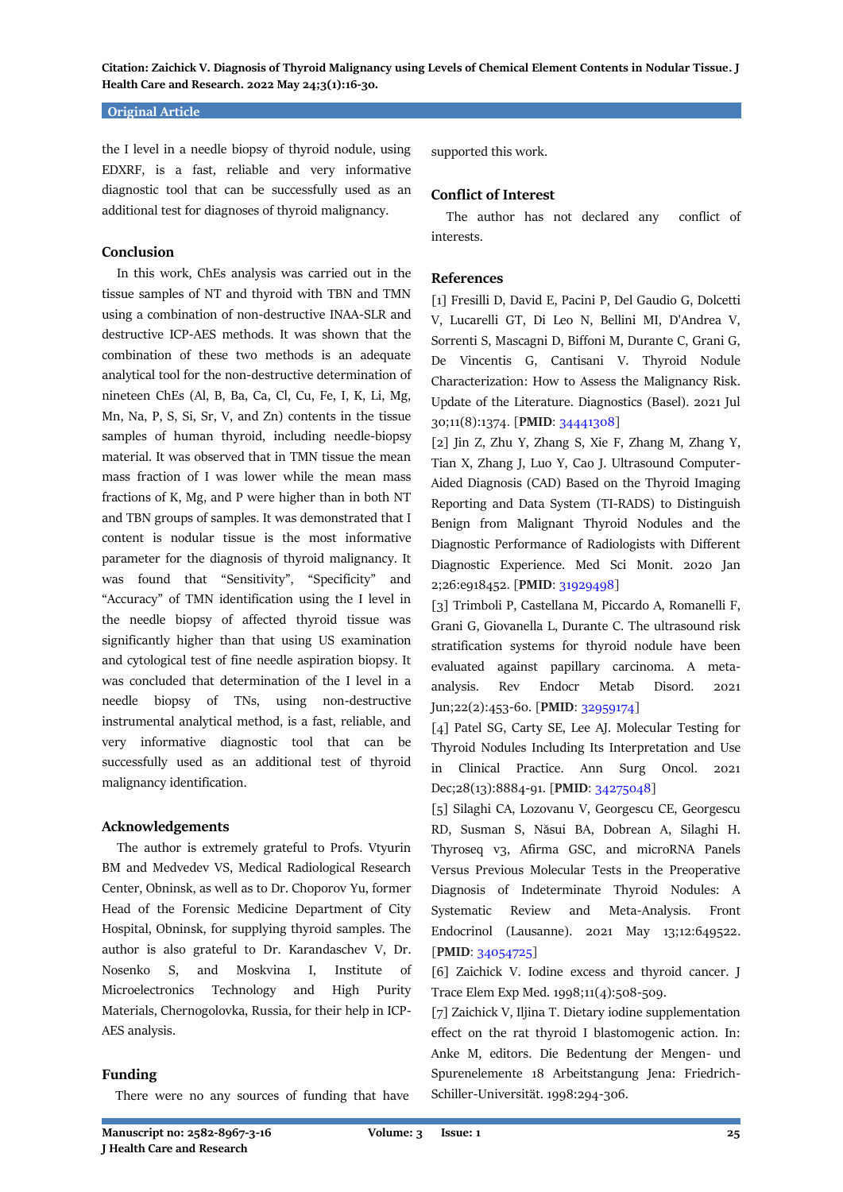the I level in a needle biopsy of thyroid nodule, using EDXRF, is a fast, reliable and very informative diagnostic tool that can be successfully used as an additional test for diagnoses of thyroid malignancy.

## Conclusion

In this work, ChEs analysis was carried out in the tissue samples of NT and thyroid with TBN and TMN using a combination of non-destructive INAA-SLR and destructive ICP-AES methods. It was shown that the combination of these two methods is an adequate analytical tool for the non-destructive determination of nineteen ChEs (Al, B, Ba, Ca, Cl, Cu, Fe, I, K, Li, Mg, Mn, Na, P, S, Si, Sr, V, and Zn) contents in the tissue samples of human thyroid, including needle-biopsy material. It was observed that in TMN tissue the mean mass fraction of I was lower while the mean mass fractions of K, Mg, and P were higher than in both NT and TBN groups of samples. It was demonstrated that I content is nodular tissue is the most informative parameter for the diagnosis of thyroid malignancy. It was found that "Sensitivity", "Specificity" and "Accuracy" of TMN identification using the I level in the needle biopsy of affected thyroid tissue was significantly higher than that using US examination and cytological test of fine needle aspiration biopsy. It was concluded that determination of the I level in a needle biopsy of TNs, using non-destructive instrumental analytical method, is a fast, reliable, and very informative diagnostic tool that can be successfully used as an additional test of thyroid malignancy identification.

## Acknowledgements

The author is extremely grateful to Profs. Vtyurin BM and Medvedev VS, Medical Radiological Research Center, Obninsk, as well as to Dr. Choporov Yu, former Head of the Forensic Medicine Department of City Hospital, Obninsk, for supplying thyroid samples. The author is also grateful to Dr. Karandaschev V, Dr. Nosenko S, and Moskvina I, Institute of Microelectronics Technology and High Purity Materials, Chernogolovka, Russia, for their help in ICP-AES analysis.

## Funding

There were no any sources of funding that have supported this work.

## Conflict of Interest

The author has not declared any conflict of interests.

## References

[1] Fresilli D, David E, Pacini P, Del Gaudio G, Dolcetti V, Lucarelli GT, Di Leo N, Bellini MI, D'Andrea V, Sorrenti S, Mascagni D, Biffoni M, Durante C, Grani G, De Vincentis G, Cantisani V. Thyroid Nodule Characterization: How to Assess the Malignancy Risk. Update of the Literature. Diagnostics (Basel). 2021 Jul 30;11(8):1374. [**PMID**: 34441308]

[2] Jin Z, Zhu Y, Zhang S, Xie F, Zhang M, Zhang Y, Tian X, Zhang J, Luo Y, Cao J. Ultrasound Computer-Aided Diagnosis (CAD) Based on the Thyroid Imaging Reporting and Data System (TI-RADS) to Distinguish Benign from Malignant Thyroid Nodules and the Diagnostic Performance of Radiologists with Different Diagnostic Experience. Med Sci Monit. 2020 Jan 2;26:e918452. [**PMID**: 31929498]

[3] Trimboli P, Castellana M, Piccardo A, Romanelli F, Grani G, Giovanella L, Durante C. The ultrasound risk stratification systems for thyroid nodule have been evaluated against papillary carcinoma. A meta-analysis. Rev Endocr Metab Disord. 2021 Jun;22(2):453-60. [**PMID**: 32959174]

[4] Patel SG, Carty SE, Lee AJ. Molecular Testing for Thyroid Nodules Including Its Interpretation and Use in Clinical Practice. Ann Surg Oncol. 2021 Dec;28(13):8884-91. [**PMID**: 34275048]

[5] Silaghi CA, Lozovanu V, Georgescu CE, Georgescu RD, Susman S, Năsui BA, Dobrean A, Silaghi H. Thyroseq v3, Afirma GSC, and microRNA Panels Versus Previous Molecular Tests in the Preoperative Diagnosis of Indeterminate Thyroid Nodules: A Systematic Review and Meta-Analysis. Front Endocrinol (Lausanne). 2021 May 13;12:649522. [**PMID**: 34054725]

[6] Zaichick V. Iodine excess and thyroid cancer. J Trace Elem Exp Med. 1998;11(4):508-509.

[7] Zaichick V, Iljina T. Dietary iodine supplementation effect on the rat thyroid I blastomogenic action. In: Anke M, editors. Die Bedentung der Mengen- und Spurenelemente 18 Arbeitstangung Jena: Friedrich-Schiller-Universität. 1998:294-306.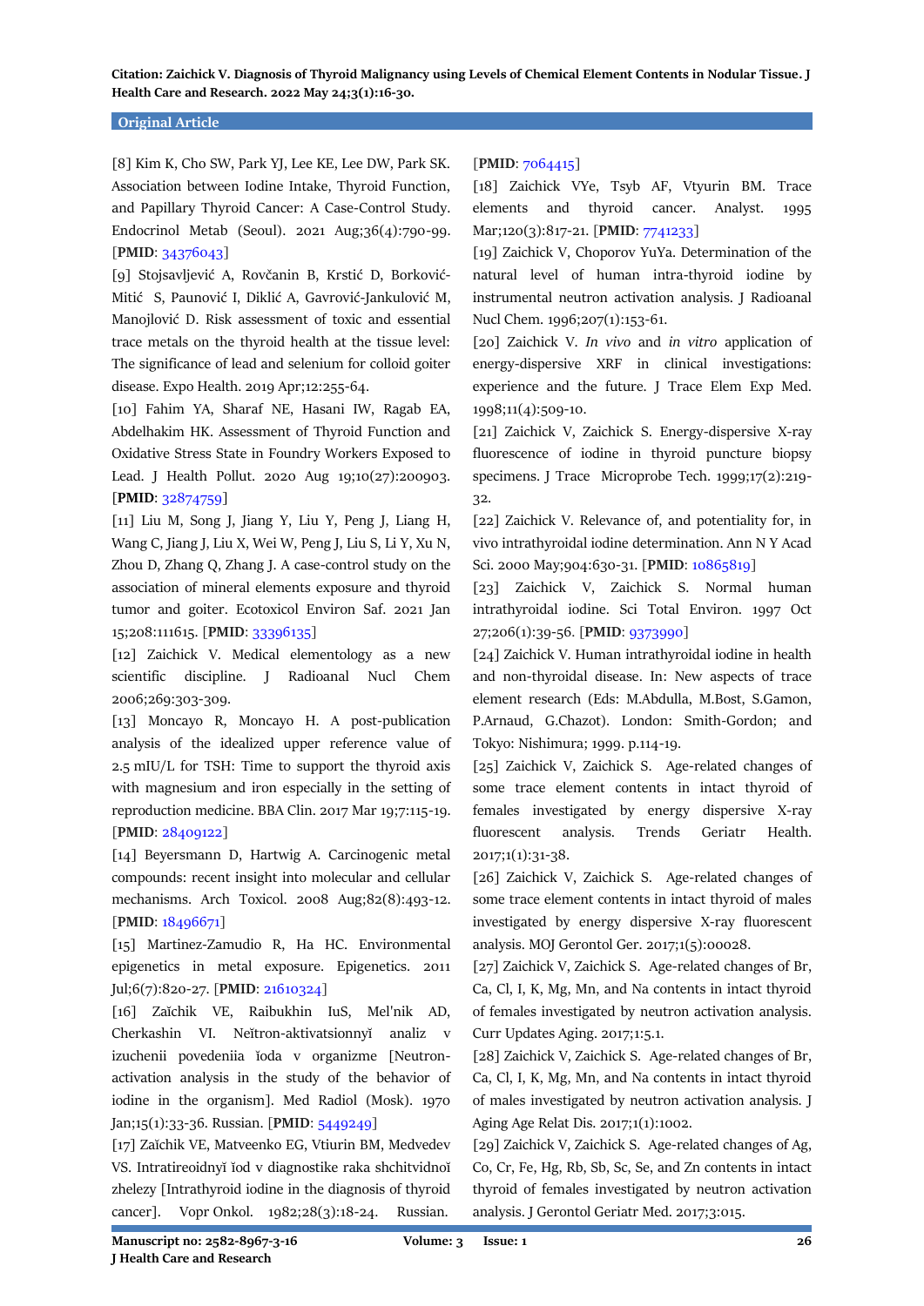[8] Kim K, Cho SW, Park YJ, Lee KE, Lee DW, Park SK. Association between Iodine Intake, Thyroid Function, and Papillary Thyroid Cancer: A Case-Control Study. Endocrinol Metab (Seoul). 2021 Aug;36(4):790-99. [**PMID**: 34376043]

[9] Stojsavljević A, Rovčanin B, Krstić D, Borković-Mitić S, Paunović I, Diklić A, Gavrović-Jankulović M, Manojlović D. Risk assessment of toxic and essential trace metals on the thyroid health at the tissue level: The significance of lead and selenium for colloid goiter disease. Expo Health. 2019 Apr;12:255-64.

[10] Fahim YA, Sharaf NE, Hasani IW, Ragab EA, Abdelhakim HK. Assessment of Thyroid Function and Oxidative Stress State in Foundry Workers Exposed to Lead. J Health Pollut. 2020 Aug 19;10(27):200903. [**PMID**: 32874759]

[11] Liu M, Song J, Jiang Y, Liu Y, Peng J, Liang H, Wang C, Jiang J, Liu X, Wei W, Peng J, Liu S, Li Y, Xu N, Zhou D, Zhang Q, Zhang J. A case-control study on the association of mineral elements exposure and thyroid tumor and goiter. Ecotoxicol Environ Saf. 2021 Jan 15;208:111615. [**PMID**: 33396135]

[12] Zaichick V. Medical elementology as a new scientific discipline. J Radioanal Nucl Chem 2006;269:303-309.

[13] Moncayo R, Moncayo H. A post-publication analysis of the idealized upper reference value of 2.5 mIU/L for TSH: Time to support the thyroid axis with magnesium and iron especially in the setting of reproduction medicine. BBA Clin. 2017 Mar 19;7:115-19. [**PMID**: 28409122]

[14] Beyersmann D, Hartwig A. Carcinogenic metal compounds: recent insight into molecular and cellular mechanisms. Arch Toxicol. 2008 Aug;82(8):493-12. [**PMID**: 18496671]

[15] Martinez-Zamudio R, Ha HC. Environmental epigenetics in metal exposure. Epigenetics. 2011 Jul;6(7):820-27. [**PMID**: 21610324]

[16] Zaĭchik VE, Raibukhin IuS, Mel'nik AD, Cherkashin VI. Neĭtron-aktivatsionnyĭ analiz v izuchenii povedeniia ĭoda v organizme [Neutron-activation analysis in the study of the behavior of iodine in the organism]. Med Radiol (Mosk). 1970 Jan;15(1):33-36. Russian. [**PMID**: 5449249]

[17] Zaĭchik VE, Matveenko EG, Vtiurin BM, Medvedev VS. Intratireoidnyĭ ĭod v diagnostike raka shchitvidnoĭ zhelezy [Intrathyroid iodine in the diagnosis of thyroid cancer]. Vopr Onkol. 1982;28(3):18-24. Russian. [**PMID**: 7064415]

[18] Zaichick VYe, Tsyb AF, Vtyurin BM. Trace elements and thyroid cancer. Analyst. 1995 Mar;120(3):817-21. [**PMID**: 7741233]

[19] Zaichick V, Choporov YuYa. Determination of the natural level of human intra-thyroid iodine by instrumental neutron activation analysis. J Radioanal Nucl Chem. 1996;207(1):153-61.

[20] Zaichick V. *In vivo* and *in vitro* application of energy-dispersive XRF in clinical investigations: experience and the future. J Trace Elem Exp Med. 1998;11(4):509-10.

[21] Zaichick V, Zaichick S. Energy-dispersive X-ray fluorescence of iodine in thyroid puncture biopsy specimens. J Trace Microprobe Tech. 1999;17(2):219-32.

[22] Zaichick V. Relevance of, and potentiality for, in vivo intrathyroidal iodine determination. Ann N Y Acad Sci. 2000 May;904:630-31. [**PMID**: 10865819]

[23] Zaichick V, Zaichick S. Normal human intrathyroidal iodine. Sci Total Environ. 1997 Oct 27;206(1):39-56. [**PMID**: 9373990]

[24] Zaichick V. Human intrathyroidal iodine in health and non-thyroidal disease. In: New aspects of trace element research (Eds: M.Abdulla, M.Bost, S.Gamon, P.Arnaud, G.Chazot). London: Smith-Gordon; and Tokyo: Nishimura; 1999. p.114-19.

[25] Zaichick V, Zaichick S. Age-related changes of some trace element contents in intact thyroid of females investigated by energy dispersive X-ray fluorescent analysis. Trends Geriatr Health. 2017;1(1):31-38.

[26] Zaichick V, Zaichick S. Age-related changes of some trace element contents in intact thyroid of males investigated by energy dispersive X-ray fluorescent analysis. MOJ Gerontol Ger. 2017;1(5):00028.

[27] Zaichick V, Zaichick S. Age-related changes of Br, Ca, Cl, I, K, Mg, Mn, and Na contents in intact thyroid of females investigated by neutron activation analysis. Curr Updates Aging. 2017;1:5.1.

[28] Zaichick V, Zaichick S. Age-related changes of Br, Ca, Cl, I, K, Mg, Mn, and Na contents in intact thyroid of males investigated by neutron activation analysis. J Aging Age Relat Dis. 2017;1(1):1002.

[29] Zaichick V, Zaichick S. Age-related changes of Ag, Co, Cr, Fe, Hg, Rb, Sb, Sc, Se, and Zn contents in intact thyroid of females investigated by neutron activation analysis. J Gerontol Geriatr Med. 2017;3:015.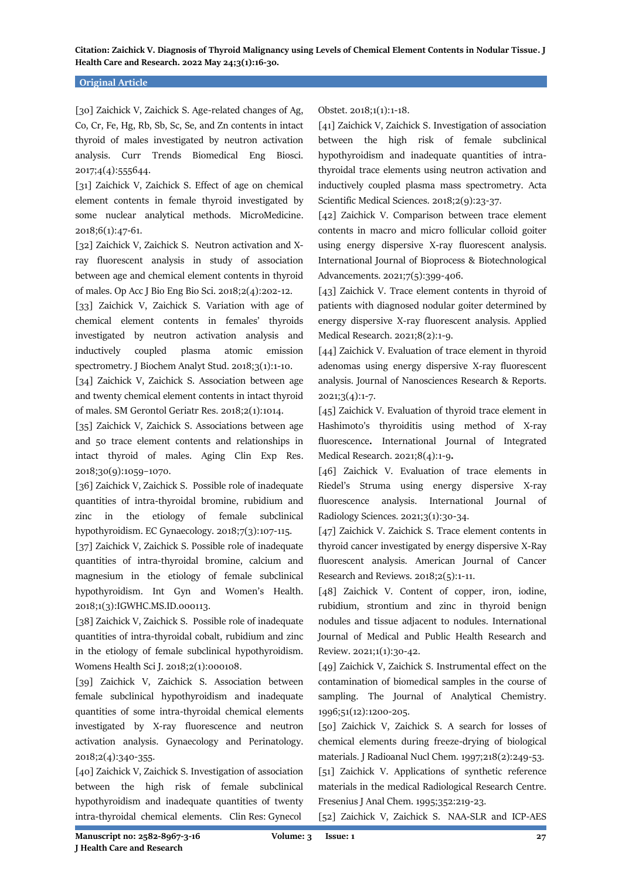[30] Zaichick V, Zaichick S. Age-related changes of Ag, Co, Cr, Fe, Hg, Rb, Sb, Sc, Se, and Zn contents in intact thyroid of males investigated by neutron activation analysis. Curr Trends Biomedical Eng Biosci. 2017;4(4):555644.

[31] Zaichick V, Zaichick S. Effect of age on chemical element contents in female thyroid investigated by some nuclear analytical methods. MicroMedicine. 2018;6(1):47-61.

[32] Zaichick V, Zaichick S. Neutron activation and X-ray fluorescent analysis in study of association between age and chemical element contents in thyroid of males. Op Acc J Bio Eng Bio Sci. 2018;2(4):202-12.

[33] Zaichick V, Zaichick S. Variation with age of chemical element contents in females' thyroids investigated by neutron activation analysis and inductively coupled plasma atomic emission spectrometry. J Biochem Analyt Stud. 2018;3(1):1-10.

[34] Zaichick V, Zaichick S. Association between age and twenty chemical element contents in intact thyroid of males. SM Gerontol Geriatr Res. 2018;2(1):1014.

[35] Zaichick V, Zaichick S. Associations between age and 50 trace element contents and relationships in intact thyroid of males. Aging Clin Exp Res. 2018;30(9):1059–1070.

[36] Zaichick V, Zaichick S. Possible role of inadequate quantities of intra-thyroidal bromine, rubidium and zinc in the etiology of female subclinical hypothyroidism. EC Gynaecology. 2018;7(3):107-115.

[37] Zaichick V, Zaichick S. Possible role of inadequate quantities of intra-thyroidal bromine, calcium and magnesium in the etiology of female subclinical hypothyroidism. Int Gyn and Women's Health. 2018;1(3):IGWHC.MS.ID.000113.

[38] Zaichick V, Zaichick S. Possible role of inadequate quantities of intra-thyroidal cobalt, rubidium and zinc in the etiology of female subclinical hypothyroidism. Womens Health Sci J. 2018;2(1):000108.

[39] Zaichick V, Zaichick S. Association between female subclinical hypothyroidism and inadequate quantities of some intra-thyroidal chemical elements investigated by X-ray fluorescence and neutron activation analysis. Gynaecology and Perinatology. 2018;2(4):340-355.

[40] Zaichick V, Zaichick S. Investigation of association between the high risk of female subclinical hypothyroidism and inadequate quantities of twenty intra-thyroidal chemical elements. Clin Res: Gynecol Obstet. 2018;1(1):1-18.

[41] Zaichick V, Zaichick S. Investigation of association between the high risk of female subclinical hypothyroidism and inadequate quantities of intra-thyroidal trace elements using neutron activation and inductively coupled plasma mass spectrometry. Acta Scientific Medical Sciences. 2018;2(9):23-37.

[42] Zaichick V. Comparison between trace element contents in macro and micro follicular colloid goiter using energy dispersive X-ray fluorescent analysis. International Journal of Bioprocess & Biotechnological Advancements. 2021;7(5):399-406.

[43] Zaichick V. Trace element contents in thyroid of patients with diagnosed nodular goiter determined by energy dispersive X-ray fluorescent analysis. Applied Medical Research. 2021;8(2):1-9.

[44] Zaichick V. Evaluation of trace element in thyroid adenomas using energy dispersive X-ray fluorescent analysis. Journal of Nanosciences Research & Reports. 2021;3(4):1-7.

[45] Zaichick V. Evaluation of thyroid trace element in Hashimoto's thyroiditis using method of X-ray fluorescence. International Journal of Integrated Medical Research. 2021;8(4):1-9.

[46] Zaichick V. Evaluation of trace elements in Riedel's Struma using energy dispersive X-ray fluorescence analysis. International Journal of Radiology Sciences. 2021;3(1):30-34.

[47] Zaichick V. Zaichick S. Trace element contents in thyroid cancer investigated by energy dispersive X-Ray fluorescent analysis. American Journal of Cancer Research and Reviews. 2018;2(5):1-11.

[48] Zaichick V. Content of copper, iron, iodine, rubidium, strontium and zinc in thyroid benign nodules and tissue adjacent to nodules. International Journal of Medical and Public Health Research and Review. 2021;1(1):30-42.

[49] Zaichick V, Zaichick S. Instrumental effect on the contamination of biomedical samples in the course of sampling. The Journal of Analytical Chemistry. 1996;51(12):1200-205.

[50] Zaichick V, Zaichick S. A search for losses of chemical elements during freeze-drying of biological materials. J Radioanal Nucl Chem. 1997;218(2):249-53.

[51] Zaichick V. Applications of synthetic reference materials in the medical Radiological Research Centre. Fresenius J Anal Chem. 1995;352:219-23.

[52] Zaichick V, Zaichick S. NAA-SLR and ICP-AES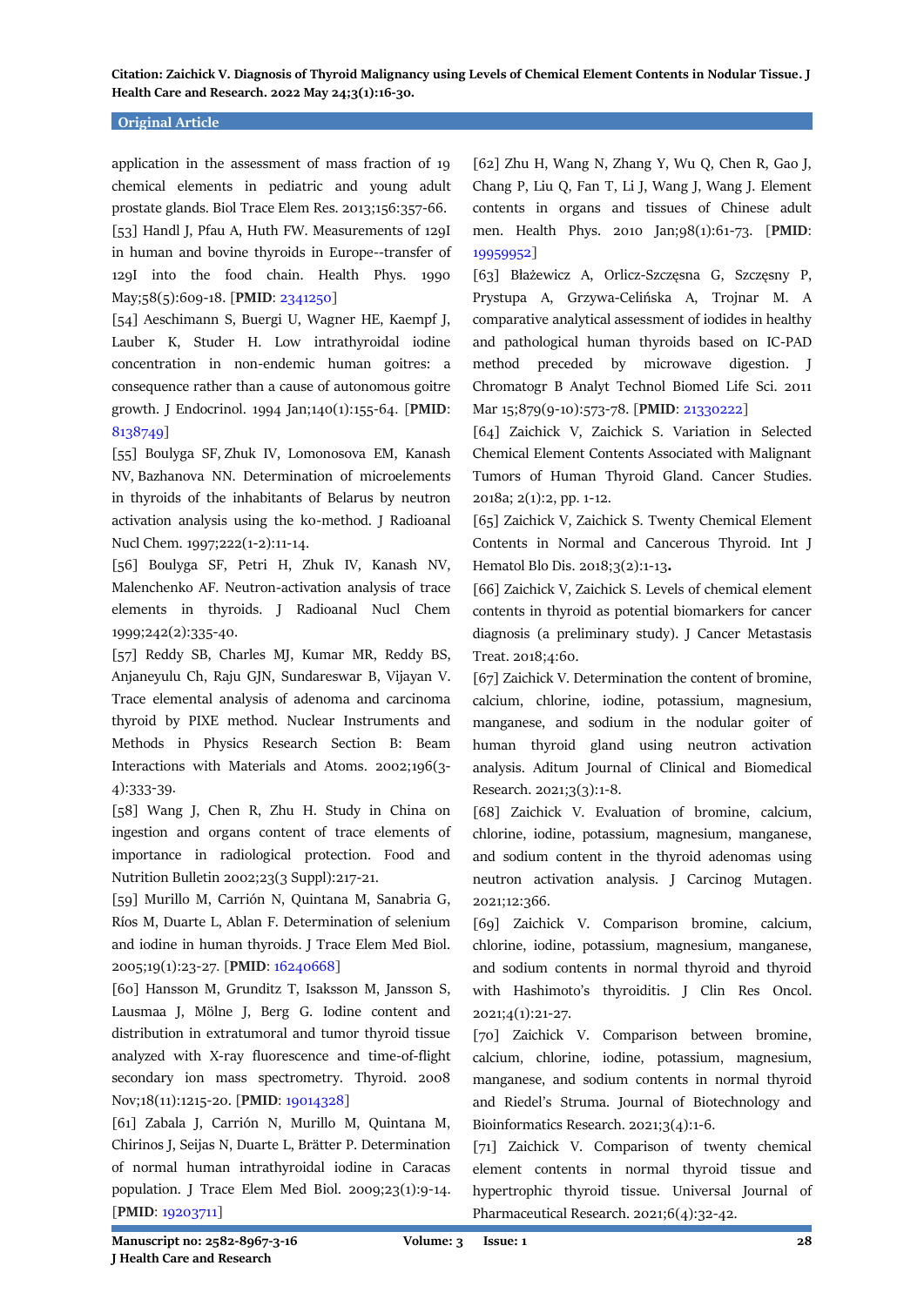application in the assessment of mass fraction of 19 chemical elements in pediatric and young adult prostate glands. Biol Trace Elem Res. 2013;156:357-66.

[53] Handl J, Pfau A, Huth FW. Measurements of 129I in human and bovine thyroids in Europe--transfer of 129I into the food chain. Health Phys. 1990 May;58(5):609-18. [**PMID**: 2341250]

[54] Aeschimann S, Buergi U, Wagner HE, Kaempf J, Lauber K, Studer H. Low intrathyroidal iodine concentration in non-endemic human goitres: a consequence rather than a cause of autonomous goitre growth. J Endocrinol. 1994 Jan;140(1):155-64. [**PMID**: 8138749]

[55] Boulyga SF, Zhuk IV, Lomonosova EM, Kanash NV, Bazhanova NN. Determination of microelements in thyroids of the inhabitants of Belarus by neutron activation analysis using the ko-method. J Radioanal Nucl Chem. 1997;222(1-2):11-14.

[56] Boulyga SF, Petri H, Zhuk IV, Kanash NV, Malenchenko AF. Neutron-activation analysis of trace elements in thyroids. J Radioanal Nucl Chem 1999;242(2):335-40.

[57] Reddy SB, Charles MJ, Kumar MR, Reddy BS, Anjaneyulu Ch, Raju GJN, Sundareswar B, Vijayan V. Trace elemental analysis of adenoma and carcinoma thyroid by PIXE method. Nuclear Instruments and Methods in Physics Research Section B: Beam Interactions with Materials and Atoms. 2002;196(3-4):333-39.

[58] Wang J, Chen R, Zhu H. Study in China on ingestion and organs content of trace elements of importance in radiological protection. Food and Nutrition Bulletin 2002;23(3 Suppl):217-21.

[59] Murillo M, Carrión N, Quintana M, Sanabria G, Ríos M, Duarte L, Ablan F. Determination of selenium and iodine in human thyroids. J Trace Elem Med Biol. 2005;19(1):23-27. [**PMID**: 16240668]

[60] Hansson M, Grunditz T, Isaksson M, Jansson S, Lausmaa J, Mölne J, Berg G. Iodine content and distribution in extratumoral and tumor thyroid tissue analyzed with X-ray fluorescence and time-of-flight secondary ion mass spectrometry. Thyroid. 2008 Nov;18(11):1215-20. [**PMID**: 19014328]

[61] Zabala J, Carrión N, Murillo M, Quintana M, Chirinos J, Seijas N, Duarte L, Brätter P. Determination of normal human intrathyroidal iodine in Caracas population. J Trace Elem Med Biol. 2009;23(1):9-14. [**PMID**: 19203711]

[62] Zhu H, Wang N, Zhang Y, Wu Q, Chen R, Gao J, Chang P, Liu Q, Fan T, Li J, Wang J, Wang J. Element contents in organs and tissues of Chinese adult men. Health Phys. 2010 Jan;98(1):61-73. [**PMID**: 19959952]

[63] Błażewicz A, Orlicz-Szczęsna G, Szczęsny P, Prystupa A, Grzywa-Celińska A, Trojnar M. A comparative analytical assessment of iodides in healthy and pathological human thyroids based on IC-PAD method preceded by microwave digestion. J Chromatogr B Analyt Technol Biomed Life Sci. 2011 Mar 15;879(9-10):573-78. [**PMID**: 21330222]

[64] Zaichick V, Zaichick S. Variation in Selected Chemical Element Contents Associated with Malignant Tumors of Human Thyroid Gland. Cancer Studies. 2018a; 2(1):2, pp. 1-12.

[65] Zaichick V, Zaichick S. Twenty Chemical Element Contents in Normal and Cancerous Thyroid. Int J Hematol Blo Dis. 2018;3(2):1-13**.**

[66] Zaichick V, Zaichick S. Levels of chemical element contents in thyroid as potential biomarkers for cancer diagnosis (a preliminary study). J Cancer Metastasis Treat. 2018;4:60.

[67] Zaichick V. Determination the content of bromine, calcium, chlorine, iodine, potassium, magnesium, manganese, and sodium in the nodular goiter of human thyroid gland using neutron activation analysis. Aditum Journal of Clinical and Biomedical Research. 2021;3(3):1-8.

[68] Zaichick V. Evaluation of bromine, calcium, chlorine, iodine, potassium, magnesium, manganese, and sodium content in the thyroid adenomas using neutron activation analysis. J Carcinog Mutagen. 2021;12:366.

[69] Zaichick V. Comparison bromine, calcium, chlorine, iodine, potassium, magnesium, manganese, and sodium contents in normal thyroid and thyroid with Hashimoto's thyroiditis. J Clin Res Oncol. 2021;4(1):21-27.

[70] Zaichick V. Comparison between bromine, calcium, chlorine, iodine, potassium, magnesium, manganese, and sodium contents in normal thyroid and Riedel's Struma. Journal of Biotechnology and Bioinformatics Research. 2021;3(4):1-6.

[71] Zaichick V. Comparison of twenty chemical element contents in normal thyroid tissue and hypertrophic thyroid tissue. Universal Journal of Pharmaceutical Research. 2021;6(4):32-42.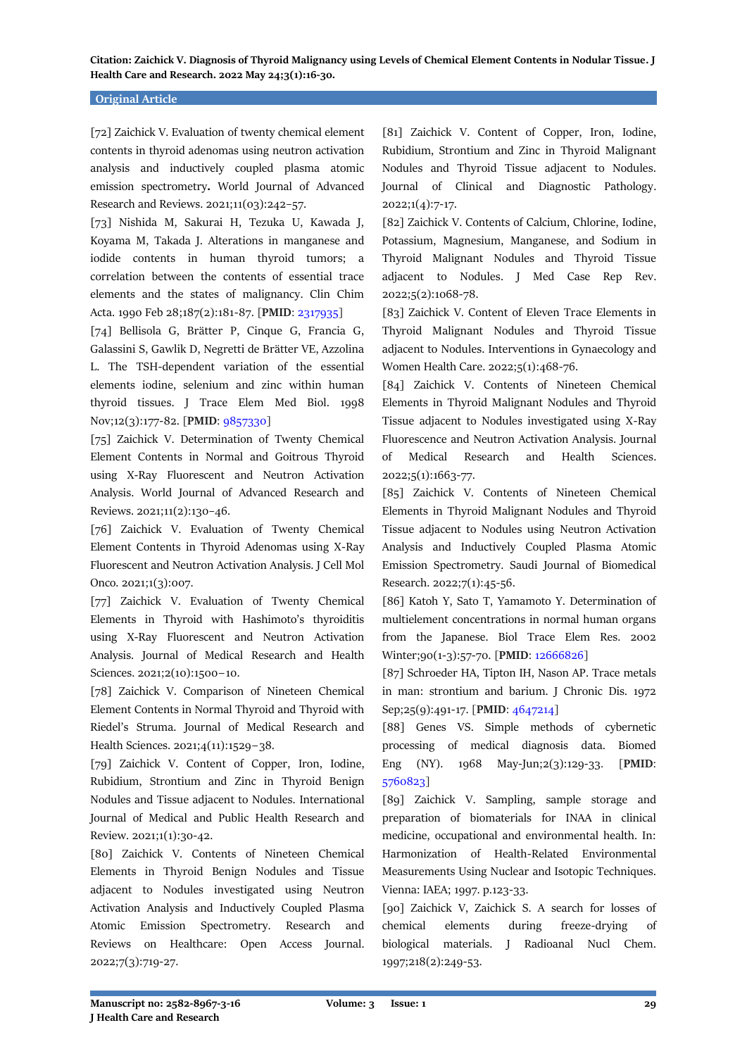[72] Zaichick V. Evaluation of twenty chemical element contents in thyroid adenomas using neutron activation analysis and inductively coupled plasma atomic emission spectrometry**.** World Journal of Advanced Research and Reviews. 2021;11(03):242–57.

[73] Nishida M, Sakurai H, Tezuka U, Kawada J, Koyama M, Takada J. Alterations in manganese and iodide contents in human thyroid tumors; a correlation between the contents of essential trace elements and the states of malignancy. Clin Chim Acta. 1990 Feb 28;187(2):181-87. [**PMID**: 2317935]

[74] Bellisola G, Brätter P, Cinque G, Francia G, Galassini S, Gawlik D, Negretti de Brätter VE, Azzolina L. The TSH-dependent variation of the essential elements iodine, selenium and zinc within human thyroid tissues. J Trace Elem Med Biol. 1998 Nov;12(3):177-82. [**PMID**: 9857330]

[75] Zaichick V. Determination of Twenty Chemical Element Contents in Normal and Goitrous Thyroid using X-Ray Fluorescent and Neutron Activation Analysis. World Journal of Advanced Research and Reviews. 2021;11(2):130–46.

[76] Zaichick V. Evaluation of Twenty Chemical Element Contents in Thyroid Adenomas using X-Ray Fluorescent and Neutron Activation Analysis. J Cell Mol Onco. 2021;1(3):007.

[77] Zaichick V. Evaluation of Twenty Chemical Elements in Thyroid with Hashimoto's thyroiditis using X-Ray Fluorescent and Neutron Activation Analysis. Journal of Medical Research and Health Sciences. 2021;2(10):1500–10.

[78] Zaichick V. Comparison of Nineteen Chemical Element Contents in Normal Thyroid and Thyroid with Riedel's Struma. Journal of Medical Research and Health Sciences. 2021;4(11):1529–38.

[79] Zaichick V. Content of Copper, Iron, Iodine, Rubidium, Strontium and Zinc in Thyroid Benign Nodules and Tissue adjacent to Nodules. International Journal of Medical and Public Health Research and Review. 2021;1(1):30-42.

[80] Zaichick V. Contents of Nineteen Chemical Elements in Thyroid Benign Nodules and Tissue adjacent to Nodules investigated using Neutron Activation Analysis and Inductively Coupled Plasma Atomic Emission Spectrometry. Research and Reviews on Healthcare: Open Access Journal. 2022;7(3):719-27.

[81] Zaichick V. Content of Copper, Iron, Iodine, Rubidium, Strontium and Zinc in Thyroid Malignant Nodules and Thyroid Tissue adjacent to Nodules. Journal of Clinical and Diagnostic Pathology. 2022;1(4):7-17.

[82] Zaichick V. Contents of Calcium, Chlorine, Iodine, Potassium, Magnesium, Manganese, and Sodium in Thyroid Malignant Nodules and Thyroid Tissue adjacent to Nodules. J Med Case Rep Rev. 2022;5(2):1068-78.

[83] Zaichick V. Content of Eleven Trace Elements in Thyroid Malignant Nodules and Thyroid Tissue adjacent to Nodules. Interventions in Gynaecology and Women Health Care. 2022;5(1):468-76.

[84] Zaichick V. Contents of Nineteen Chemical Elements in Thyroid Malignant Nodules and Thyroid Tissue adjacent to Nodules investigated using X-Ray Fluorescence and Neutron Activation Analysis. Journal of Medical Research and Health Sciences. 2022;5(1):1663-77.

[85] Zaichick V. Contents of Nineteen Chemical Elements in Thyroid Malignant Nodules and Thyroid Tissue adjacent to Nodules using Neutron Activation Analysis and Inductively Coupled Plasma Atomic Emission Spectrometry. Saudi Journal of Biomedical Research. 2022;7(1):45-56.

[86] Katoh Y, Sato T, Yamamoto Y. Determination of multielement concentrations in normal human organs from the Japanese. Biol Trace Elem Res. 2002 Winter;90(1-3):57-70. [**PMID**: 12666826]

[87] Schroeder HA, Tipton IH, Nason AP. Trace metals in man: strontium and barium. J Chronic Dis. 1972 Sep;25(9):491-17. [**PMID**: 4647214]

[88] Genes VS. Simple methods of cybernetic processing of medical diagnosis data. Biomed Eng (NY). 1968 May-Jun;2(3):129-33. [**PMID**: 5760823]

[89] Zaichick V. Sampling, sample storage and preparation of biomaterials for INAA in clinical medicine, occupational and environmental health. In: Harmonization of Health-Related Environmental Measurements Using Nuclear and Isotopic Techniques. Vienna: IAEA; 1997. p.123-33.

[90] Zaichick V, Zaichick S. A search for losses of chemical elements during freeze-drying of biological materials. J Radioanal Nucl Chem. 1997;218(2):249-53.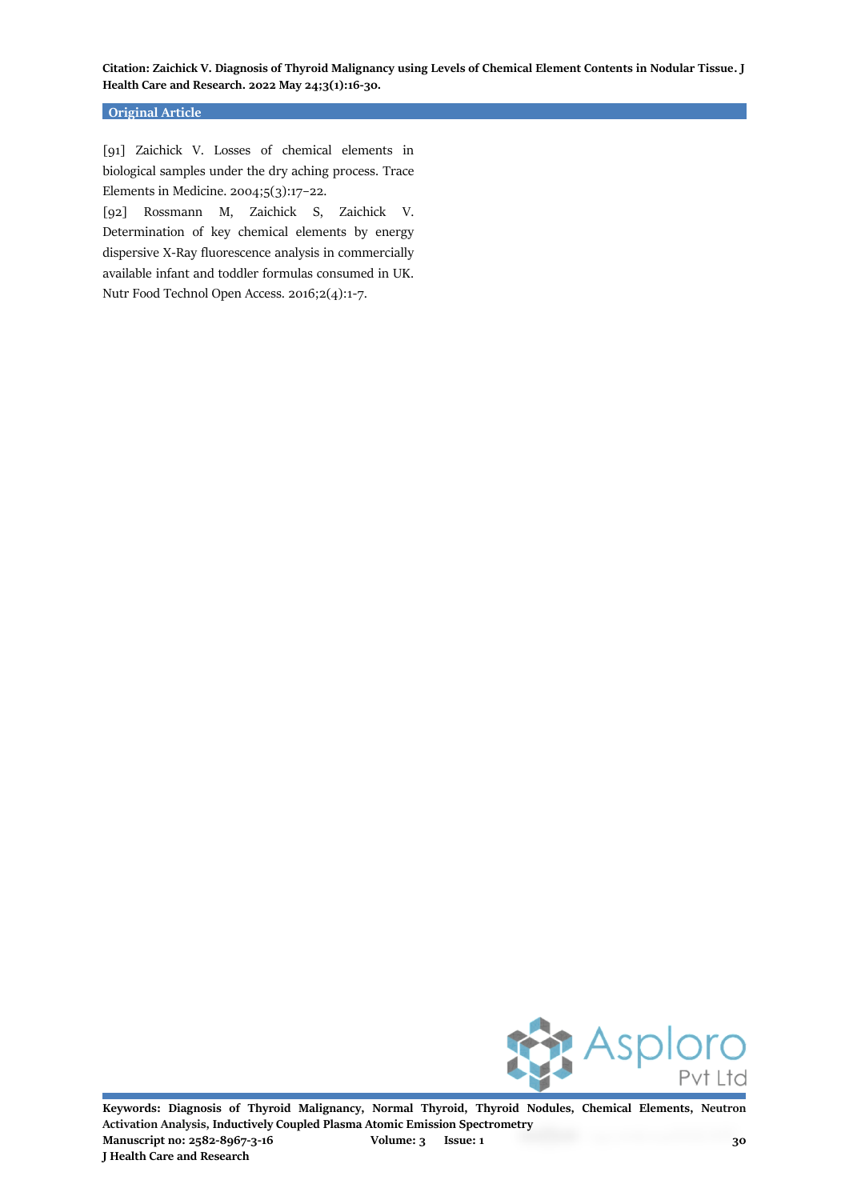[91] Zaichick V. Losses of chemical elements in biological samples under the dry aching process. Trace Elements in Medicine. 2004;5(3):17–22.

[92] Rossmann M, Zaichick S, Zaichick V. Determination of key chemical elements by energy dispersive X-Ray fluorescence analysis in commercially available infant and toddler formulas consumed in UK. Nutr Food Technol Open Access. 2016;2(4):1-7.